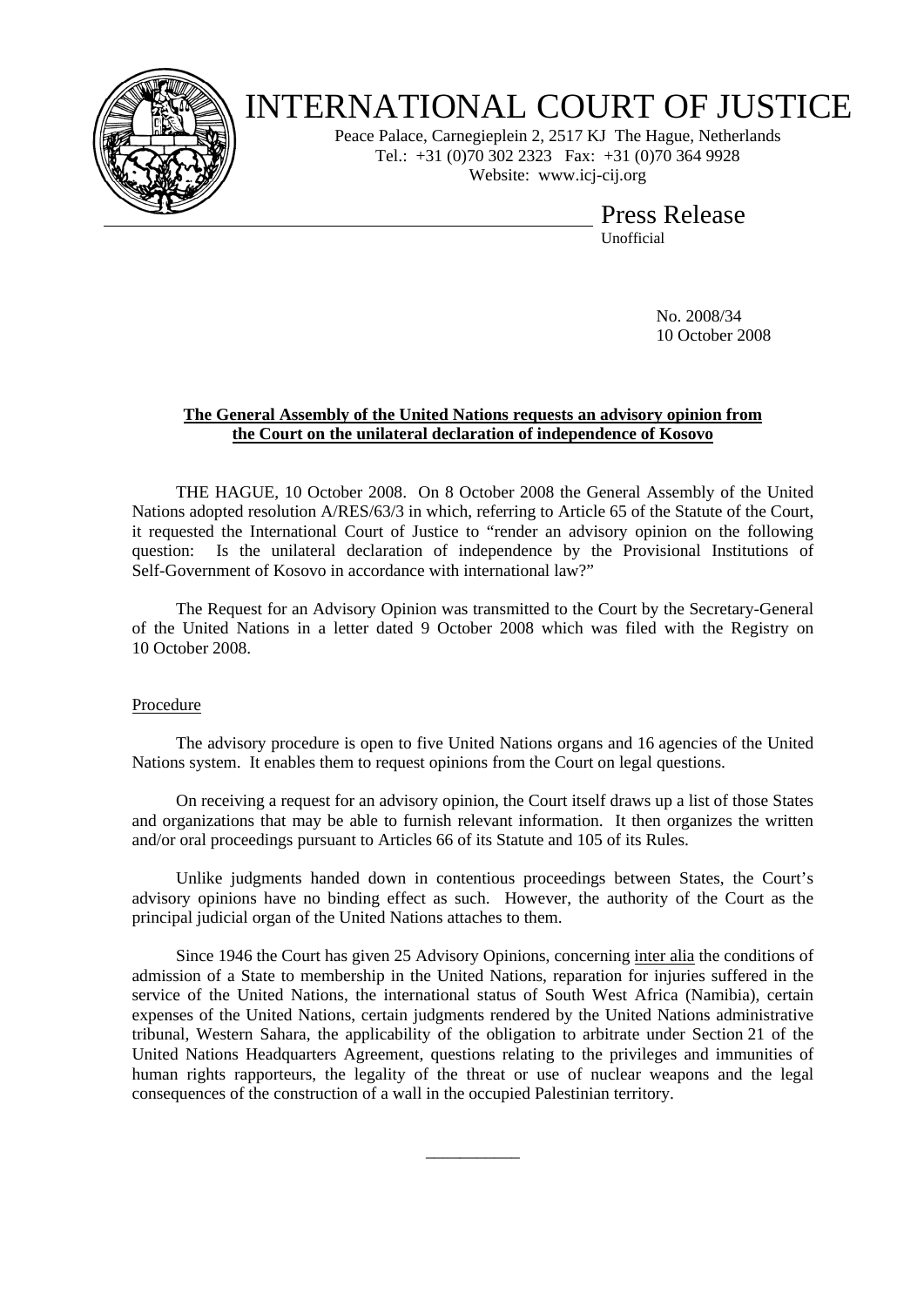# INTERNATIONAL COURT OF JUSTICE

Peace Palace, Carnegieplein 2, 2517 KJ The Hague, Netherlands
Tel.: +31 (0)70 302 2323 Fax: +31 (0)70 364 9928
Website: www.icj-cij.org

## Press Release

Unofficial

No. 2008/34
10 October 2008

**The General Assembly of the United Nations requests an advisory opinion from the Court on the unilateral declaration of independence of Kosovo**

THE HAGUE, 10 October 2008. On 8 October 2008 the General Assembly of the United Nations adopted resolution A/RES/63/3 in which, referring to Article 65 of the Statute of the Court, it requested the International Court of Justice to "render an advisory opinion on the following question: Is the unilateral declaration of independence by the Provisional Institutions of Self-Government of Kosovo in accordance with international law?"

The Request for an Advisory Opinion was transmitted to the Court by the Secretary-General of the United Nations in a letter dated 9 October 2008 which was filed with the Registry on 10 October 2008.

Procedure

The advisory procedure is open to five United Nations organs and 16 agencies of the United Nations system. It enables them to request opinions from the Court on legal questions.

On receiving a request for an advisory opinion, the Court itself draws up a list of those States and organizations that may be able to furnish relevant information. It then organizes the written and/or oral proceedings pursuant to Articles 66 of its Statute and 105 of its Rules.

Unlike judgments handed down in contentious proceedings between States, the Court's advisory opinions have no binding effect as such. However, the authority of the Court as the principal judicial organ of the United Nations attaches to them.

Since 1946 the Court has given 25 Advisory Opinions, concerning inter alia the conditions of admission of a State to membership in the United Nations, reparation for injuries suffered in the service of the United Nations, the international status of South West Africa (Namibia), certain expenses of the United Nations, certain judgments rendered by the United Nations administrative tribunal, Western Sahara, the applicability of the obligation to arbitrate under Section 21 of the United Nations Headquarters Agreement, questions relating to the privileges and immunities of human rights rapporteurs, the legality of the threat or use of nuclear weapons and the legal consequences of the construction of a wall in the occupied Palestinian territory.

___________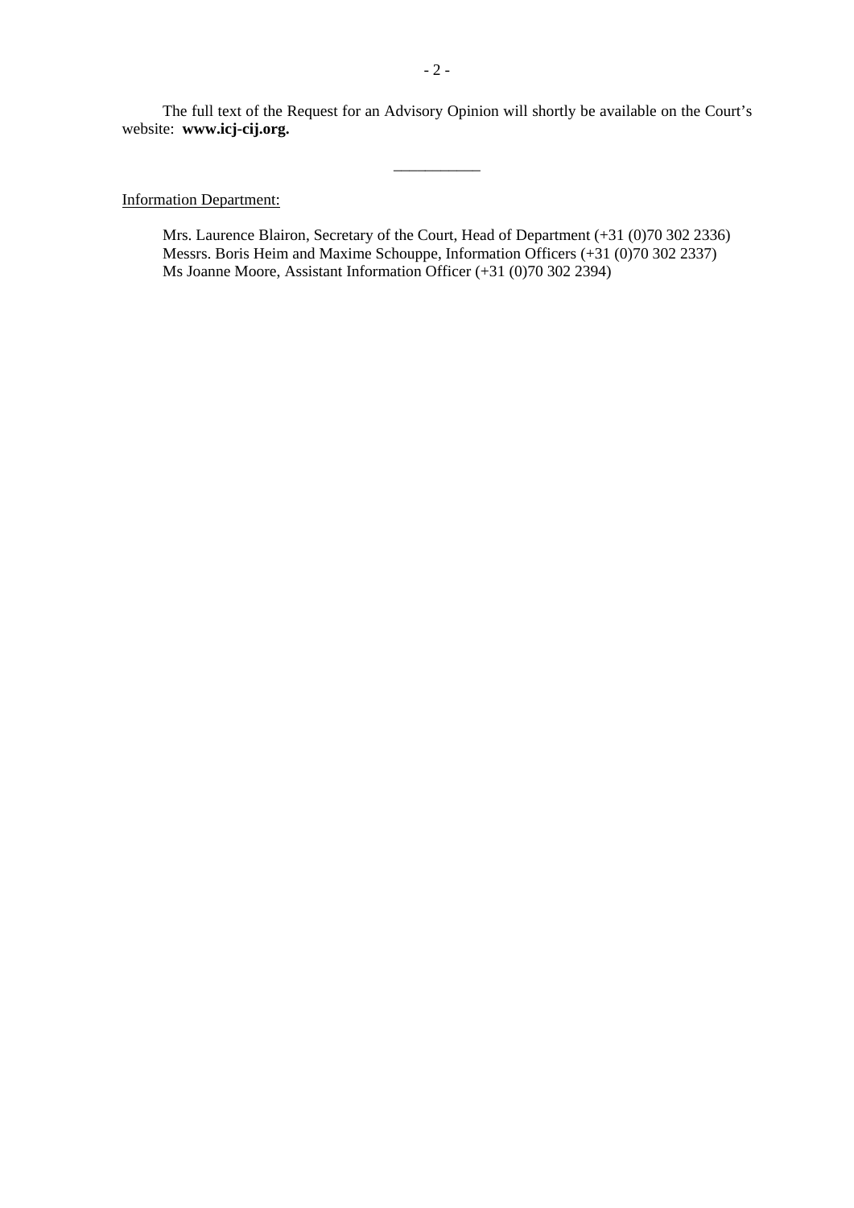The full text of the Request for an Advisory Opinion will shortly be available on the Court's website: **www.icj-cij.org.**

___________

Information Department:

Mrs. Laurence Blairon, Secretary of the Court, Head of Department (+31 (0)70 302 2336)
Messrs. Boris Heim and Maxime Schouppe, Information Officers (+31 (0)70 302 2337)
Ms Joanne Moore, Assistant Information Officer (+31 (0)70 302 2394)